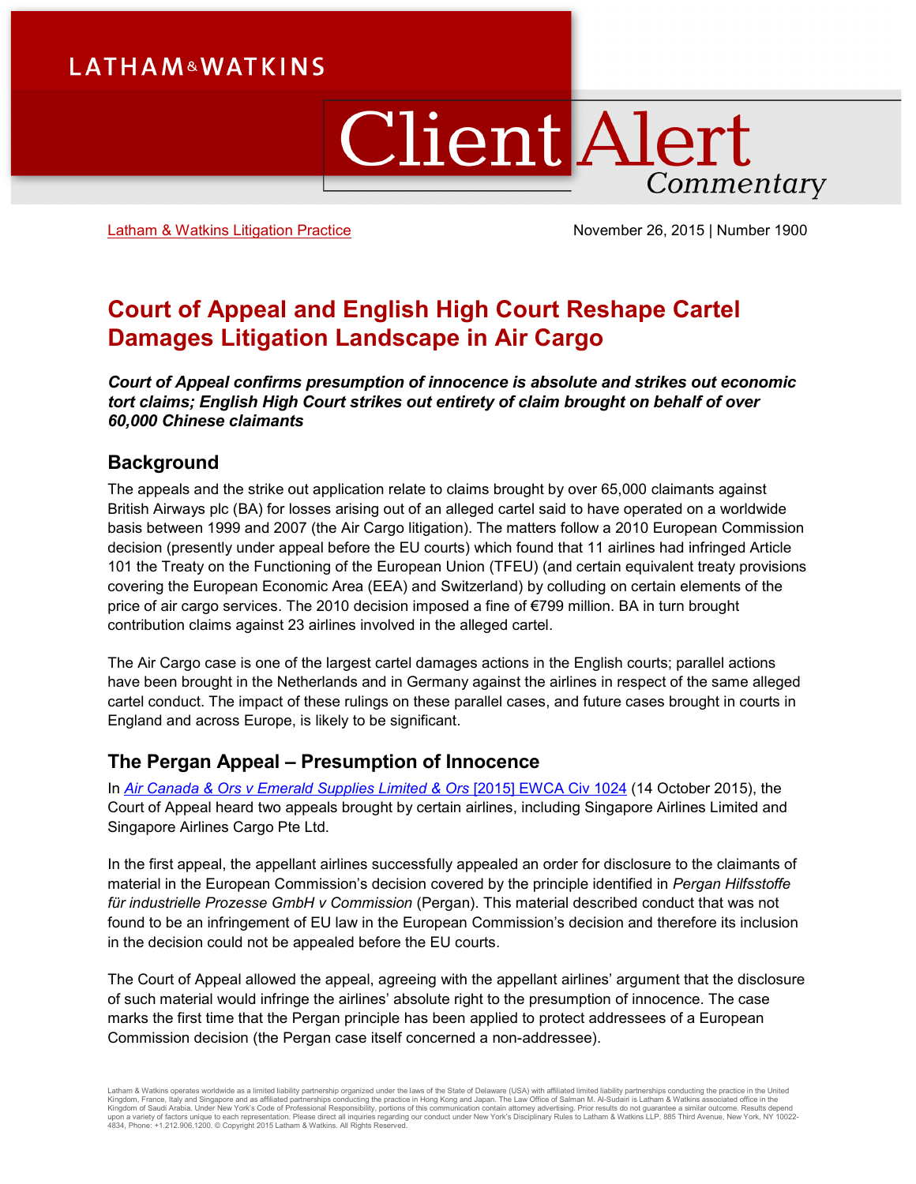LATHAM&WATKINS

# Client Alert Commentary

Latham & Watkins Litigation Practice

November 26, 2015 | Number 1900

# Court of Appeal and English High Court Reshape Cartel Damages Litigation Landscape in Air Cargo

***Court of Appeal confirms presumption of innocence is absolute and strikes out economic tort claims; English High Court strikes out entirety of claim brought on behalf of over 60,000 Chinese claimants***

## Background

The appeals and the strike out application relate to claims brought by over 65,000 claimants against British Airways plc (BA) for losses arising out of an alleged cartel said to have operated on a worldwide basis between 1999 and 2007 (the Air Cargo litigation). The matters follow a 2010 European Commission decision (presently under appeal before the EU courts) which found that 11 airlines had infringed Article 101 the Treaty on the Functioning of the European Union (TFEU) (and certain equivalent treaty provisions covering the European Economic Area (EEA) and Switzerland) by colluding on certain elements of the price of air cargo services. The 2010 decision imposed a fine of €799 million. BA in turn brought contribution claims against 23 airlines involved in the alleged cartel.

The Air Cargo case is one of the largest cartel damages actions in the English courts; parallel actions have been brought in the Netherlands and in Germany against the airlines in respect of the same alleged cartel conduct. The impact of these rulings on these parallel cases, and future cases brought in courts in England and across Europe, is likely to be significant.

## The Pergan Appeal – Presumption of Innocence

In *Air Canada & Ors v Emerald Supplies Limited & Ors* [2015] EWCA Civ 1024 (14 October 2015), the Court of Appeal heard two appeals brought by certain airlines, including Singapore Airlines Limited and Singapore Airlines Cargo Pte Ltd.

In the first appeal, the appellant airlines successfully appealed an order for disclosure to the claimants of material in the European Commission's decision covered by the principle identified in *Pergan Hilfsstoffe für industrielle Prozesse GmbH v Commission* (Pergan). This material described conduct that was not found to be an infringement of EU law in the European Commission's decision and therefore its inclusion in the decision could not be appealed before the EU courts.

The Court of Appeal allowed the appeal, agreeing with the appellant airlines' argument that the disclosure of such material would infringe the airlines' absolute right to the presumption of innocence. The case marks the first time that the Pergan principle has been applied to protect addressees of a European Commission decision (the Pergan case itself concerned a non-addressee).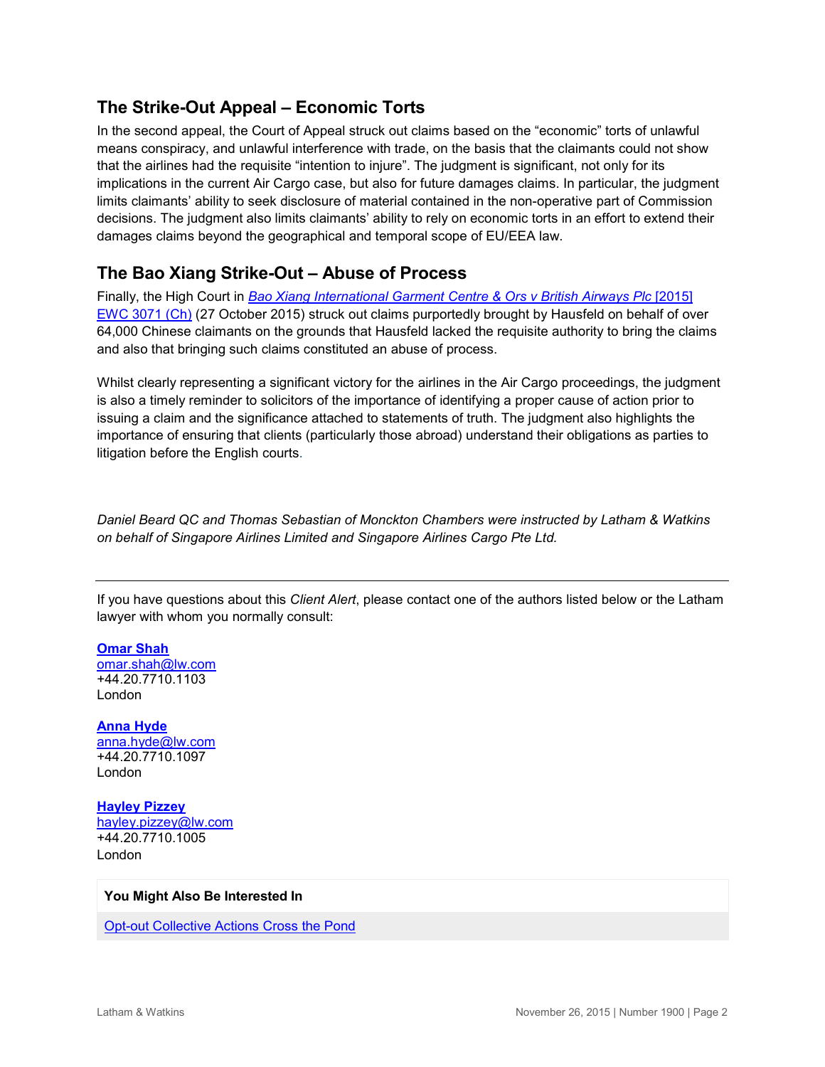## The Strike-Out Appeal – Economic Torts

In the second appeal, the Court of Appeal struck out claims based on the "economic" torts of unlawful means conspiracy, and unlawful interference with trade, on the basis that the claimants could not show that the airlines had the requisite "intention to injure". The judgment is significant, not only for its implications in the current Air Cargo case, but also for future damages claims. In particular, the judgment limits claimants' ability to seek disclosure of material contained in the non-operative part of Commission decisions. The judgment also limits claimants' ability to rely on economic torts in an effort to extend their damages claims beyond the geographical and temporal scope of EU/EEA law.

## The Bao Xiang Strike-Out – Abuse of Process

Finally, the High Court in *Bao Xiang International Garment Centre & Ors v British Airways Plc* [2015] EWC 3071 (Ch) (27 October 2015) struck out claims purportedly brought by Hausfeld on behalf of over 64,000 Chinese claimants on the grounds that Hausfeld lacked the requisite authority to bring the claims and also that bringing such claims constituted an abuse of process.

Whilst clearly representing a significant victory for the airlines in the Air Cargo proceedings, the judgment is also a timely reminder to solicitors of the importance of identifying a proper cause of action prior to issuing a claim and the significance attached to statements of truth. The judgment also highlights the importance of ensuring that clients (particularly those abroad) understand their obligations as parties to litigation before the English courts.

*Daniel Beard QC and Thomas Sebastian of Monckton Chambers were instructed by Latham & Watkins on behalf of Singapore Airlines Limited and Singapore Airlines Cargo Pte Ltd.*

---

If you have questions about this *Client Alert*, please contact one of the authors listed below or the Latham lawyer with whom you normally consult:

**Omar Shah**
omar.shah@lw.com
+44.20.7710.1103
London

**Anna Hyde**
anna.hyde@lw.com
+44.20.7710.1097
London

**Hayley Pizzey**
hayley.pizzey@lw.com
+44.20.7710.1005
London

**You Might Also Be Interested In**

Opt-out Collective Actions Cross the Pond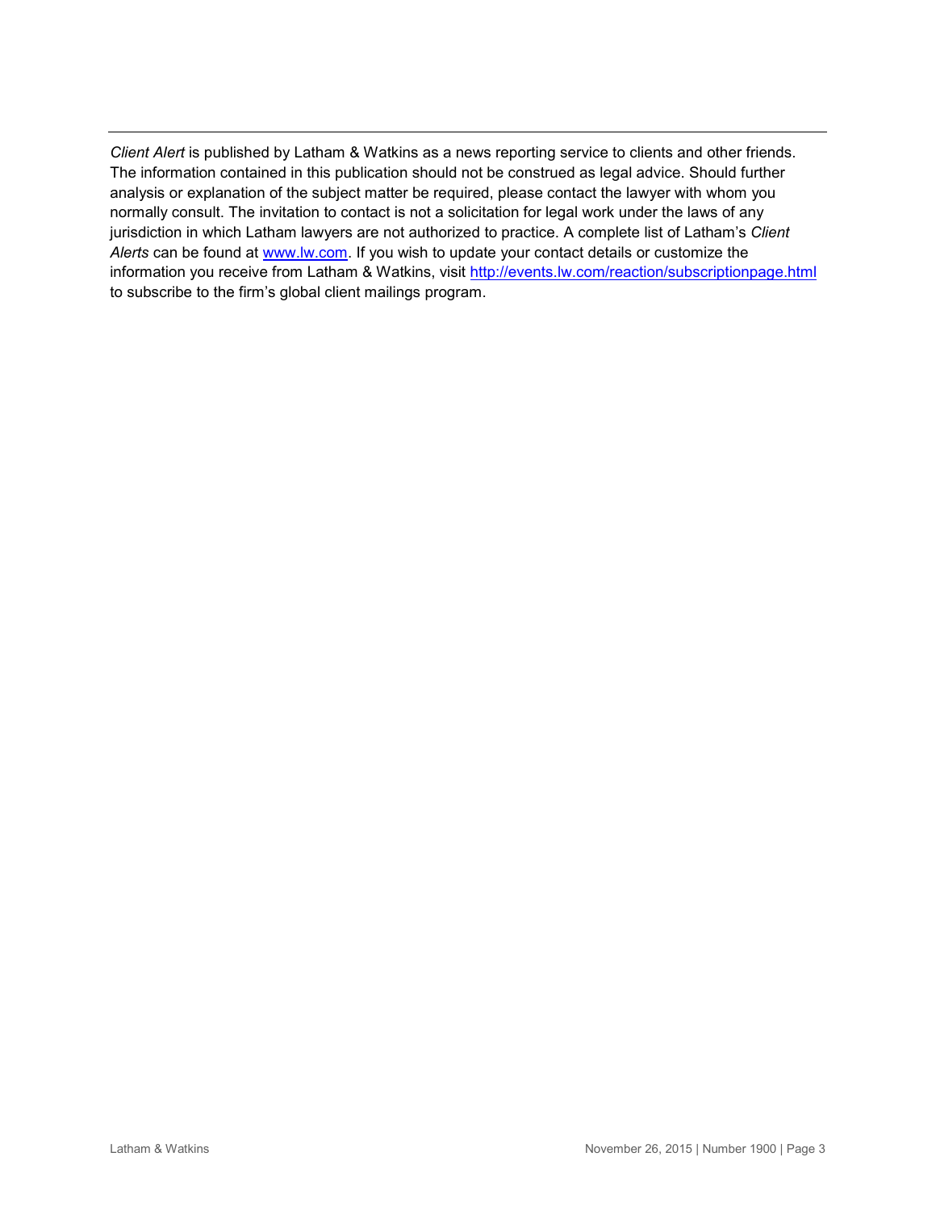*Client Alert* is published by Latham & Watkins as a news reporting service to clients and other friends. The information contained in this publication should not be construed as legal advice. Should further analysis or explanation of the subject matter be required, please contact the lawyer with whom you normally consult. The invitation to contact is not a solicitation for legal work under the laws of any jurisdiction in which Latham lawyers are not authorized to practice. A complete list of Latham's *Client Alerts* can be found at [www.lw.com](http://www.lw.com). If you wish to update your contact details or customize the information you receive from Latham & Watkins, visit [http://events.lw.com/reaction/subscriptionpage.html](http://events.lw.com/reaction/subscriptionpage.html) to subscribe to the firm's global client mailings program.